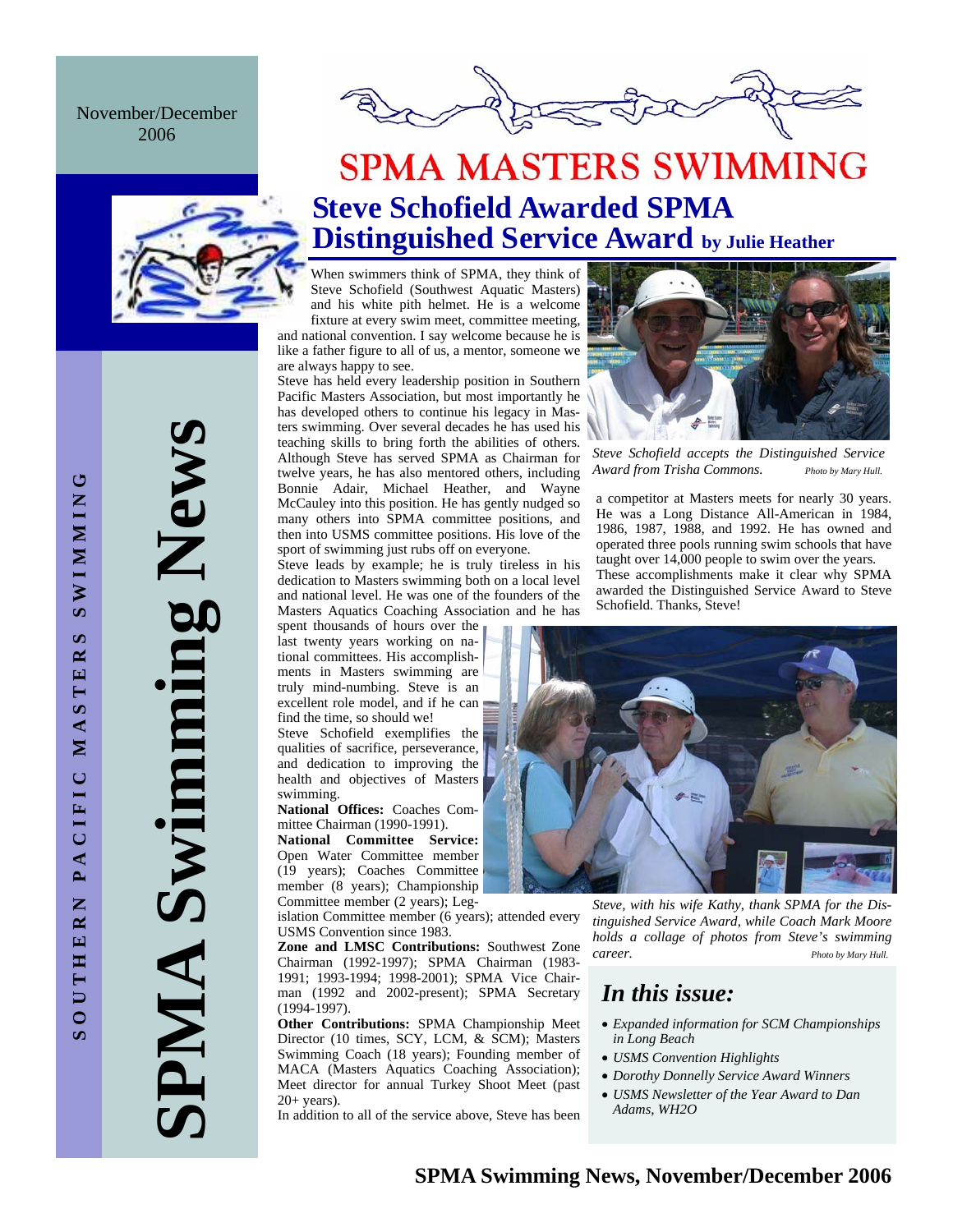November/December 2006

SOUTHERN PACIFIC MASTERS SWIMMING

SPMA Swimming News

# SPMA MASTERS SWIMMING

## Steve Schofield Awarded SPMA Distinguished Service Award by Julie Heather

When swimmers think of SPMA, they think of Steve Schofield (Southwest Aquatic Masters) and his white pith helmet. He is a welcome fixture at every swim meet, committee meeting, and national convention. I say welcome because he is like a father figure to all of us, a mentor, someone we are always happy to see.

Steve has held every leadership position in Southern Pacific Masters Association, but most importantly he has developed others to continue his legacy in Masters swimming. Over several decades he has used his teaching skills to bring forth the abilities of others. Although Steve has served SPMA as Chairman for twelve years, he has also mentored others, including Bonnie Adair, Michael Heather, and Wayne McCauley into this position. He has gently nudged so many others into SPMA committee positions, and then into USMS committee positions. His love of the sport of swimming just rubs off on everyone.

Steve leads by example; he is truly tireless in his dedication to Masters swimming both on a local level and national level. He was one of the founders of the Masters Aquatics Coaching Association and he has spent thousands of hours over the last twenty years working on national committees. His accomplishments in Masters swimming are truly mind-numbing. Steve is an excellent role model, and if he can find the time, so should we!

Steve Schofield exemplifies the qualities of sacrifice, perseverance, and dedication to improving the health and objectives of Masters swimming.

**National Offices:** Coaches Committee Chairman (1990-1991).

**National Committee Service:** Open Water Committee member (19 years); Coaches Committee member (8 years); Championship Committee member (2 years); Legislation Committee member (6 years); attended every USMS Convention since 1983.

**Zone and LMSC Contributions:** Southwest Zone Chairman (1992-1997); SPMA Chairman (1983-1991; 1993-1994; 1998-2001); SPMA Vice Chairman (1992 and 2002-present); SPMA Secretary (1994-1997).

**Other Contributions:** SPMA Championship Meet Director (10 times, SCY, LCM, & SCM); Masters Swimming Coach (18 years); Founding member of MACA (Masters Aquatics Coaching Association); Meet director for annual Turkey Shoot Meet (past 20+ years).

In addition to all of the service above, Steve has been a competitor at Masters meets for nearly 30 years. He was a Long Distance All-American in 1984, 1986, 1987, 1988, and 1992. He has owned and operated three pools running swim schools that have taught over 14,000 people to swim over the years. These accomplishments make it clear why SPMA awarded the Distinguished Service Award to Steve Schofield. Thanks, Steve!

*Steve Schofield accepts the Distinguished Service Award from Trisha Commons.* Photo by Mary Hull.

*Steve, with his wife Kathy, thank SPMA for the Distinguished Service Award, while Coach Mark Moore holds a collage of photos from Steve's swimming career.* Photo by Mary Hull.

## *In this issue:*

- *Expanded information for SCM Championships in Long Beach*
- *USMS Convention Highlights*
- *Dorothy Donnelly Service Award Winners*
- *USMS Newsletter of the Year Award to Dan Adams, WH2O*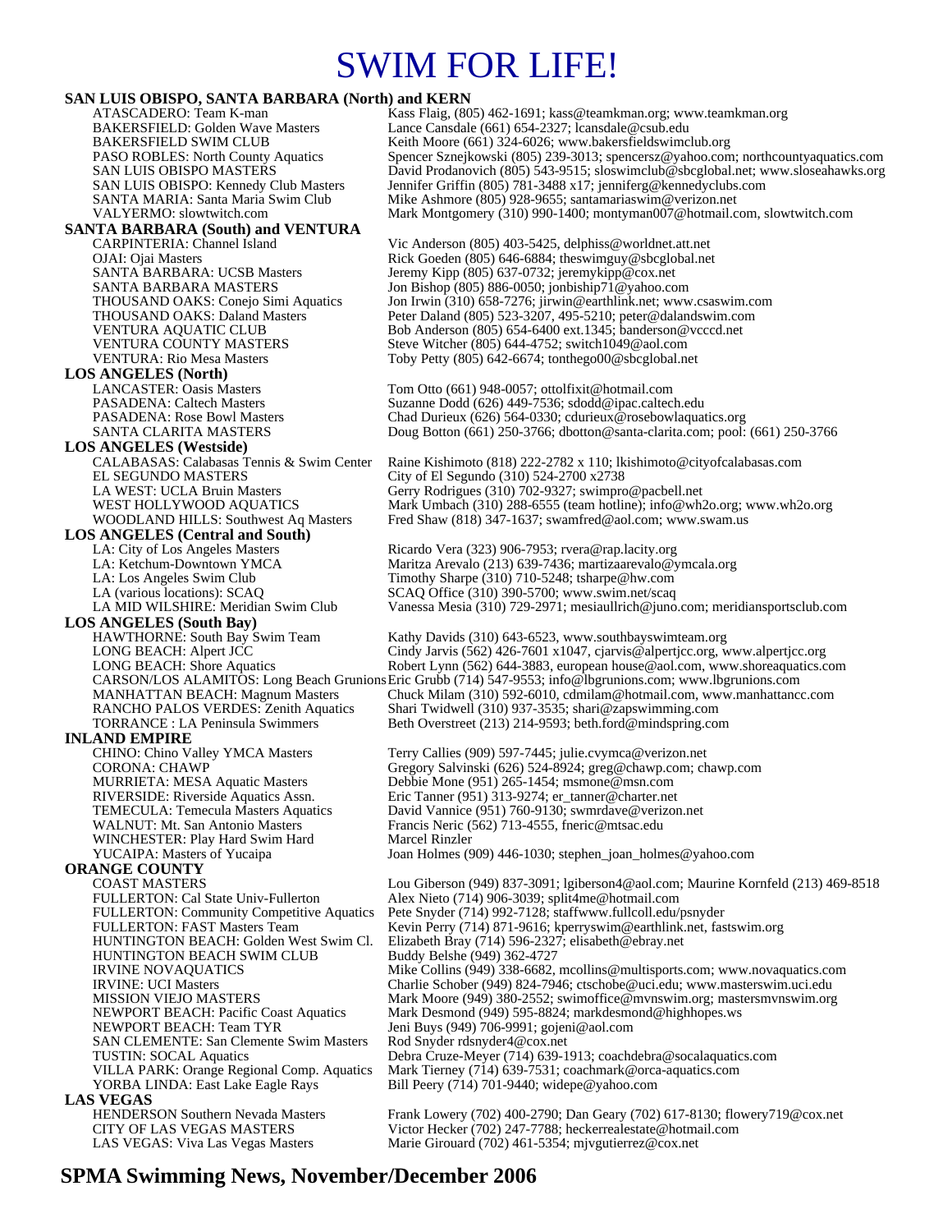# SWIM FOR LIFE!

**SAN LUIS OBISPO, SANTA BARBARA (North) and KERN**

| | |
|---|---|
| ATASCADERO: Team K-man | Kass Flaig, (805) 462-1691; kass@teamkman.org; www.teamkman.org |
| BAKERSFIELD: Golden Wave Masters | Lance Cansdale (661) 654-2327; lcansdale@csub.edu |
| BAKERSFIELD SWIM CLUB | Keith Moore (661) 324-6026; www.bakersfieldswimclub.org |
| PASO ROBLES: North County Aquatics | Spencer Sznejkowski (805) 239-3013; spencersz@yahoo.com; northcountyaquatics.com |
| SAN LUIS OBISPO MASTERS | David Prodanovich (805) 543-9515; sloswimclub@sbcglobal.net; www.sloseahawks.org |
| SAN LUIS OBISPO: Kennedy Club Masters | Jennifer Griffin (805) 781-3488 x17; jenniferg@kennedyclubs.com |
| SANTA MARIA: Santa Maria Swim Club | Mike Ashmore (805) 928-9655; santamariaswim@verizon.net |
| VALYERMO: slowtwitch.com | Mark Montgomery (310) 990-1400; montyman007@hotmail.com, slowtwitch.com |

**SANTA BARBARA (South) and VENTURA**

| | |
|---|---|
| CARPINTERIA: Channel Island | Vic Anderson (805) 403-5425, delphiss@worldnet.att.net |
| OJAI: Ojai Masters | Rick Goeden (805) 646-6884; theswimguy@sbcglobal.net |
| SANTA BARBARA: UCSB Masters | Jeremy Kipp (805) 637-0732; jeremykipp@cox.net |
| SANTA BARBARA MASTERS | Jon Bishop (805) 886-0050; jonbiship71@yahoo.com |
| THOUSAND OAKS: Conejo Simi Aquatics | Jon Irwin (310) 658-7276; jirwin@earthlink.net; www.csaswim.com |
| THOUSAND OAKS: Daland Masters | Peter Daland (805) 523-3207, 495-5210; peter@dalandswim.com |
| VENTURA AQUATIC CLUB | Bob Anderson (805) 654-6400 ext.1345; banderson@vcccd.net |
| VENTURA COUNTY MASTERS | Steve Witcher (805) 644-4752; switch1049@aol.com |
| VENTURA: Rio Mesa Masters | Toby Petty (805) 642-6674; tonthego00@sbcglobal.net |

**LOS ANGELES (North)**

| | |
|---|---|
| LANCASTER: Oasis Masters | Tom Otto (661) 948-0057; ottolfixit@hotmail.com |
| PASADENA: Caltech Masters | Suzanne Dodd (626) 449-7536; sdodd@ipac.caltech.edu |
| PASADENA: Rose Bowl Masters | Chad Durieux (626) 564-0330; cdurieux@rosebowlaquatics.org |
| SANTA CLARITA MASTERS | Doug Botton (661) 250-3766; dbotton@santa-clarita.com; pool: (661) 250-3766 |

**LOS ANGELES (Westside)**

| | |
|---|---|
| CALABASAS: Calabasas Tennis & Swim Center | Raine Kishimoto (818) 222-2782 x 110; lkishimoto@cityofcalabasas.com |
| EL SEGUNDO MASTERS | City of El Segundo (310) 524-2700 x2738 |
| LA WEST: UCLA Bruin Masters | Gerry Rodrigues (310) 702-9327; swimpro@pacbell.net |
| WEST HOLLYWOOD AQUATICS | Mark Umbach (310) 288-6555 (team hotline); info@wh2o.org; www.wh2o.org |
| WOODLAND HILLS: Southwest Aq Masters | Fred Shaw (818) 347-1637; swamfred@aol.com; www.swam.us |

**LOS ANGELES (Central and South)**

| | |
|---|---|
| LA: City of Los Angeles Masters | Ricardo Vera (323) 906-7953; rvera@rap.lacity.org |
| LA: Ketchum-Downtown YMCA | Maritza Arevalo (213) 639-7436; martizaarevalo@ymcala.org |
| LA: Los Angeles Swim Club | Timothy Sharpe (310) 710-5248; tsharpe@hw.com |
| LA (various locations): SCAQ | SCAQ Office (310) 390-5700; www.swim.net/scaq |
| LA MID WILSHIRE: Meridian Swim Club | Vanessa Mesia (310) 729-2971; mesiaullrich@juno.com; meridiansportsclub.com |

**LOS ANGELES (South Bay)**

| | |
|---|---|
| HAWTHORNE: South Bay Swim Team | Kathy Davids (310) 643-6523, www.southbayswimteam.org |
| LONG BEACH: Alpert JCC | Cindy Jarvis (562) 426-7601 x1047, cjarvis@alpertjcc.org, www.alpertjcc.org |
| LONG BEACH: Shore Aquatics | Robert Lynn (562) 644-3883, european house@aol.com, www.shoreaquatics.com |
| CARSON/LOS ALAMITOS: Long Beach Grunions | Eric Grubb (714) 547-9553; info@lbgrunions.com; www.lbgrunions.com |
| MANHATTAN BEACH: Magnum Masters | Chuck Milam (310) 592-6010, cdmilam@hotmail.com, www.manhattancc.com |
| RANCHO PALOS VERDES: Zenith Aquatics | Shari Twidwell (310) 937-3535; shari@zapswimming.com |
| TORRANCE : LA Peninsula Swimmers | Beth Overstreet (213) 214-9593; beth.ford@mindspring.com |

**INLAND EMPIRE**

| | |
|---|---|
| CHINO: Chino Valley YMCA Masters | Terry Callies (909) 597-7445; julie.cvymca@verizon.net |
| CORONA: CHAWP | Gregory Salvinski (626) 524-8924; greg@chawp.com; chawp.com |
| MURRIETA: MESA Aquatic Masters | Debbie Mone (951) 265-1454; msmone@msn.com |
| RIVERSIDE: Riverside Aquatics Assn. | Eric Tanner (951) 313-9274; er_tanner@charter.net |
| TEMECULA: Temecula Masters Aquatics | David Vannice (951) 760-9130; swmrdave@verizon.net |
| WALNUT: Mt. San Antonio Masters | Francis Neric (562) 713-4555, fneric@mtsac.edu |
| WINCHESTER: Play Hard Swim Hard | Marcel Rinzler |
| YUCAIPA: Masters of Yucaipa | Joan Holmes (909) 446-1030; stephen_joan_holmes@yahoo.com |

**ORANGE COUNTY**

| | |
|---|---|
| COAST MASTERS | Lou Giberson (949) 837-3091; lgiberson4@aol.com; Maurine Kornfeld (213) 469-8518 |
| FULLERTON: Cal State Univ-Fullerton | Alex Nieto (714) 906-3039; split4me@hotmail.com |
| FULLERTON: Community Competitive Aquatics | Pete Snyder (714) 992-7128; staffwww.fullcoll.edu/psnyder |
| FULLERTON: FAST Masters Team | Kevin Perry (714) 871-9616; kperryswim@earthlink.net, fastswim.org |
| HUNTINGTON BEACH: Golden West Swim Cl. | Elizabeth Bray (714) 596-2327; elisabeth@ebray.net |
| HUNTINGTON BEACH SWIM CLUB | Buddy Belshe (949) 362-4727 |
| IRVINE NOVAQUATICS | Mike Collins (949) 338-6682, mcollins@multisports.com; www.novaquatics.com |
| IRVINE: UCI Masters | Charlie Schober (949) 824-7946; ctschobe@uci.edu; www.masterswim.uci.edu |
| MISSION VIEJO MASTERS | Mark Moore (949) 380-2552; swimoffice@mvnswim.org; mastersmvnswim.org |
| NEWPORT BEACH: Pacific Coast Aquatics | Mark Desmond (949) 595-8824; markdesmond@highhopes.ws |
| NEWPORT BEACH: Team TYR | Jeni Buys (949) 706-9991; gojeni@aol.com |
| SAN CLEMENTE: San Clemente Swim Masters | Rod Snyder rdsnyder4@cox.net |
| TUSTIN: SOCAL Aquatics | Debra Cruze-Meyer (714) 639-1913; coachdebra@socalaquatics.com |
| VILLA PARK: Orange Regional Comp. Aquatics | Mark Tierney (714) 639-7531; coachmark@orca-aquatics.com |
| YORBA LINDA: East Lake Eagle Rays | Bill Peery (714) 701-9440; widepe@yahoo.com |

**LAS VEGAS**

| | |
|---|---|
| HENDERSON Southern Nevada Masters | Frank Lowery (702) 400-2790; Dan Geary (702) 617-8130; flowery719@cox.net |
| CITY OF LAS VEGAS MASTERS | Victor Hecker (702) 247-7788; heckerrealestate@hotmail.com |
| LAS VEGAS: Viva Las Vegas Masters | Marie Girouard (702) 461-5354; mjvgutierrez@cox.net |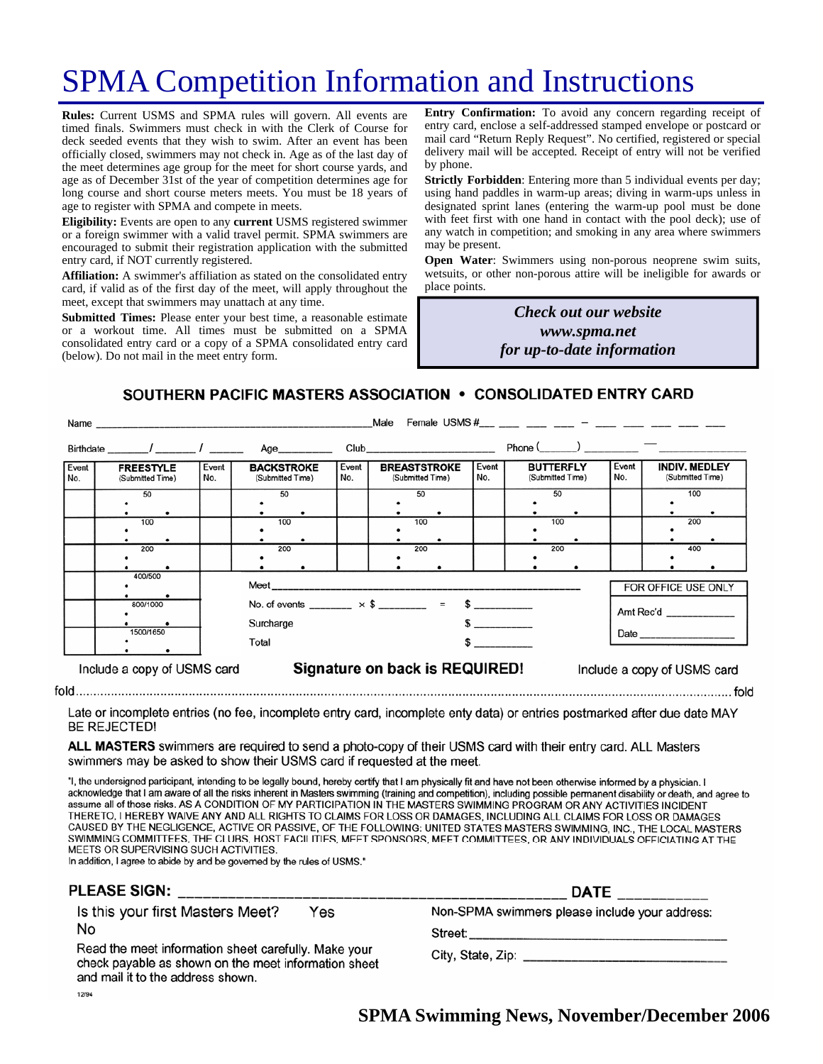# SPMA Competition Information and Instructions

**Rules:** Current USMS and SPMA rules will govern. All events are timed finals. Swimmers must check in with the Clerk of Course for deck seeded events that they wish to swim. After an event has been officially closed, swimmers may not check in. Age as of the last day of the meet determines age group for the meet for short course yards, and age as of December 31st of the year of competition determines age for long course and short course meters meets. You must be 18 years of age to register with SPMA and compete in meets.

**Eligibility:** Events are open to any **current** USMS registered swimmer or a foreign swimmer with a valid travel permit. SPMA swimmers are encouraged to submit their registration application with the submitted entry card, if NOT currently registered.

**Affiliation:** A swimmer's affiliation as stated on the consolidated entry card, if valid as of the first day of the meet, will apply throughout the meet, except that swimmers may unattach at any time.

**Submitted Times:** Please enter your best time, a reasonable estimate or a workout time. All times must be submitted on a SPMA consolidated entry card or a copy of a SPMA consolidated entry card (below). Do not mail in the meet entry form.

**Entry Confirmation:** To avoid any concern regarding receipt of entry card, enclose a self-addressed stamped envelope or postcard or mail card "Return Reply Request". No certified, registered or special delivery mail will be accepted. Receipt of entry will not be verified by phone.

**Strictly Forbidden**: Entering more than 5 individual events per day; using hand paddles in warm-up areas; diving in warm-ups unless in designated sprint lanes (entering the warm-up pool must be done with feet first with one hand in contact with the pool deck); use of any watch in competition; and smoking in any area where swimmers may be present.

**Open Water**: Swimmers using non-porous neoprene swim suits, wetsuits, or other non-porous attire will be ineligible for awards or place points.

***Check out our website***
***www.spma.net***
***for up-to-date information***

## SOUTHERN PACIFIC MASTERS ASSOCIATION • CONSOLIDATED ENTRY CARD

Name ______________________________ Male Female USMS #___ ___ ___ ___ – ___ ___ ___ ___ ___

Birthdate ______/ ______/ ______ Age________ Club____________________ Phone (______) ________ — ____________

| Event No. | FREESTYLE (Submitted Time) | Event No. | BACKSTROKE (Submitted Time) | Event No. | BREASTSTROKE (Submitted Time) | Event No. | BUTTERFLY (Submitted Time) | Event No. | INDIV. MEDLEY (Submitted Time) |
|---|---|---|---|---|---|---|---|---|---|
| | 50 | | 50 | | 50 | | 50 | | 100 |
| | 100 | | 100 | | 100 | | 100 | | 200 |
| | 200 | | 200 | | 200 | | 200 | | 400 |
| | 400/500 | | | | | | | | |
| | 800/1000 | | | | | | | | |
| | 1500/1650 | | | | | | | | |

Meet ____________________________________________

No. of events ______ × $ ______ = $ ________

Surcharge $ ________

Total $ ________

FOR OFFICE USE ONLY
Amt Rec'd __________
Date ______________

Include a copy of USMS card **Signature on back is REQUIRED!** Include a copy of USMS card

fold ........................................................................................................ fold

Late or incomplete entries (no fee, incomplete entry card, incomplete enty data) or entries postmarked after due date MAY BE REJECTED!

**ALL MASTERS** swimmers are required to send a photo-copy of their USMS card with their entry card. ALL Masters swimmers may be asked to show their USMS card if requested at the meet.

"I, the undersigned participant, intending to be legally bound, hereby certify that I am physically fit and have not been otherwise informed by a physician. I acknowledge that I am aware of all the risks inherent in Masters swimming (training and competition), including possible permanent disability or death, and agree to assume all of those risks. AS A CONDITION OF MY PARTICIPATION IN THE MASTERS SWIMMING PROGRAM OR ANY ACTIVITIES INCIDENT THERETO, I HEREBY WAIVE ANY AND ALL RIGHTS TO CLAIMS FOR LOSS OR DAMAGES, INCLUDING ALL CLAIMS FOR LOSS OR DAMAGES CAUSED BY THE NEGLIGENCE, ACTIVE OR PASSIVE, OF THE FOLLOWING: UNITED STATES MASTERS SWIMMING, INC., THE LOCAL MASTERS SWIMMING COMMITTEES, THE CLUBS, HOST FACILITIES, MEET SPONSORS, MEET COMMITTEES, OR ANY INDIVIDUALS OFFICIATING AT THE MEETS OR SUPERVISING SUCH ACTIVITIES.
In addition, I agree to abide by and be governed by the rules of USMS."

**PLEASE SIGN:** ____________________________________ **DATE** __________

Is this your first Masters Meet? Yes No

Read the meet information sheet carefully. Make your check payable as shown on the meet information sheet and mail it to the address shown.

Non-SPMA swimmers please include your address:

Street: ______________________________

City, State, Zip: ______________________

12/94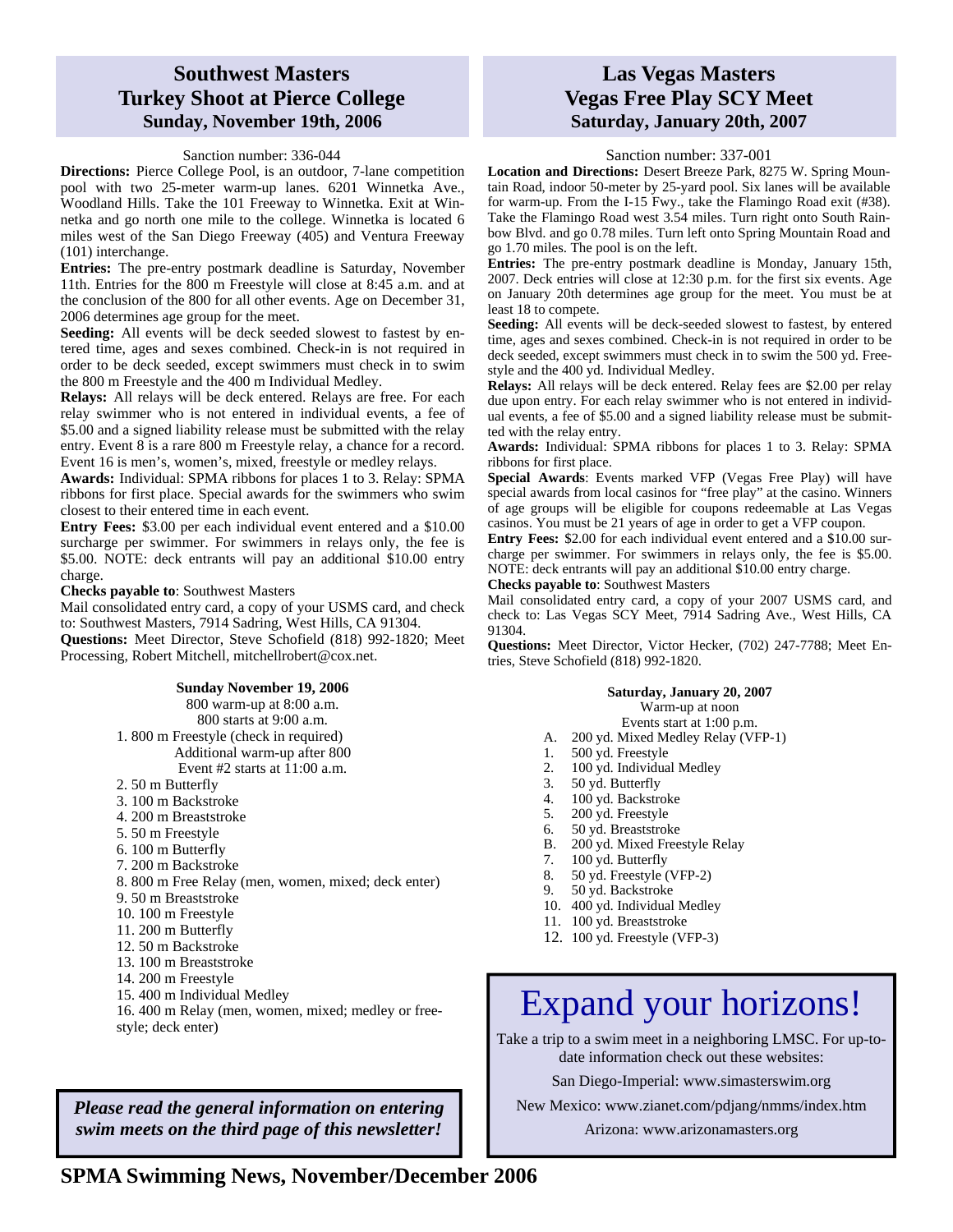## Southwest Masters Turkey Shoot at Pierce College
### Sunday, November 19th, 2006

Sanction number: 336-044

**Directions:** Pierce College Pool, is an outdoor, 7-lane competition pool with two 25-meter warm-up lanes. 6201 Winnetka Ave., Woodland Hills. Take the 101 Freeway to Winnetka. Exit at Winnetka and go north one mile to the college. Winnetka is located 6 miles west of the San Diego Freeway (405) and Ventura Freeway (101) interchange.

**Entries:** The pre-entry postmark deadline is Saturday, November 11th. Entries for the 800 m Freestyle will close at 8:45 a.m. and at the conclusion of the 800 for all other events. Age on December 31, 2006 determines age group for the meet.

**Seeding:** All events will be deck seeded slowest to fastest by entered time, ages and sexes combined. Check-in is not required in order to be deck seeded, except swimmers must check in to swim the 800 m Freestyle and the 400 m Individual Medley.

**Relays:** All relays will be deck entered. Relays are free. For each relay swimmer who is not entered in individual events, a fee of $5.00 and a signed liability release must be submitted with the relay entry. Event 8 is a rare 800 m Freestyle relay, a chance for a record. Event 16 is men's, women's, mixed, freestyle or medley relays.

**Awards:** Individual: SPMA ribbons for places 1 to 3. Relay: SPMA ribbons for first place. Special awards for the swimmers who swim closest to their entered time in each event.

**Entry Fees:** $3.00 per each individual event entered and a $10.00 surcharge per swimmer. For swimmers in relays only, the fee is $5.00. NOTE: deck entrants will pay an additional $10.00 entry charge.

**Checks payable to**: Southwest Masters

Mail consolidated entry card, a copy of your USMS card, and check to: Southwest Masters, 7914 Sadring, West Hills, CA 91304.

**Questions:** Meet Director, Steve Schofield (818) 992-1820; Meet Processing, Robert Mitchell, mitchellrobert@cox.net.

**Sunday November 19, 2006**

800 warm-up at 8:00 a.m.
800 starts at 9:00 a.m.

1. 800 m Freestyle (check in required)
   Additional warm-up after 800
   Event #2 starts at 11:00 a.m.
2. 50 m Butterfly
3. 100 m Backstroke
4. 200 m Breaststroke
5. 50 m Freestyle
6. 100 m Butterfly
7. 200 m Backstroke
8. 800 m Free Relay (men, women, mixed; deck enter)
9. 50 m Breaststroke
10. 100 m Freestyle
11. 200 m Butterfly
12. 50 m Backstroke
13. 100 m Breaststroke
14. 200 m Freestyle
15. 400 m Individual Medley
16. 400 m Relay (men, women, mixed; medley or freestyle; deck enter)

***Please read the general information on entering swim meets on the third page of this newsletter!***

## Las Vegas Masters Vegas Free Play SCY Meet
### Saturday, January 20th, 2007

Sanction number: 337-001

**Location and Directions:** Desert Breeze Park, 8275 W. Spring Mountain Road, indoor 50-meter by 25-yard pool. Six lanes will be available for warm-up. From the I-15 Fwy., take the Flamingo Road exit (#38). Take the Flamingo Road west 3.54 miles. Turn right onto South Rainbow Blvd. and go 0.78 miles. Turn left onto Spring Mountain Road and go 1.70 miles. The pool is on the left.

**Entries:** The pre-entry postmark deadline is Monday, January 15th, 2007. Deck entries will close at 12:30 p.m. for the first six events. Age on January 20th determines age group for the meet. You must be at least 18 to compete.

**Seeding:** All events will be deck-seeded slowest to fastest, by entered time, ages and sexes combined. Check-in is not required in order to be deck seeded, except swimmers must check in to swim the 500 yd. Freestyle and the 400 yd. Individual Medley.

**Relays:** All relays will be deck entered. Relay fees are $2.00 per relay due upon entry. For each relay swimmer who is not entered in individual events, a fee of $5.00 and a signed liability release must be submitted with the relay entry.

**Awards:** Individual: SPMA ribbons for places 1 to 3. Relay: SPMA ribbons for first place.

**Special Awards**: Events marked VFP (Vegas Free Play) will have special awards from local casinos for "free play" at the casino. Winners of age groups will be eligible for coupons redeemable at Las Vegas casinos. You must be 21 years of age in order to get a VFP coupon.

**Entry Fees:** $2.00 for each individual event entered and a $10.00 surcharge per swimmer. For swimmers in relays only, the fee is $5.00. NOTE: deck entrants will pay an additional $10.00 entry charge.

**Checks payable to**: Southwest Masters

Mail consolidated entry card, a copy of your 2007 USMS card, and check to: Las Vegas SCY Meet, 7914 Sadring Ave., West Hills, CA 91304.

**Questions:** Meet Director, Victor Hecker, (702) 247-7788; Meet Entries, Steve Schofield (818) 992-1820.

**Saturday, January 20, 2007**

Warm-up at noon
Events start at 1:00 p.m.

- A. 200 yd. Mixed Medley Relay (VFP-1)
- 1. 500 yd. Freestyle
- 2. 100 yd. Individual Medley
- 3. 50 yd. Butterfly
- 4. 100 yd. Backstroke
- 5. 200 yd. Freestyle
- 6. 50 yd. Breaststroke
- B. 200 yd. Mixed Freestyle Relay
- 7. 100 yd. Butterfly
- 8. 50 yd. Freestyle (VFP-2)
- 9. 50 yd. Backstroke
- 10. 400 yd. Individual Medley
- 11. 100 yd. Breaststroke
- 12. 100 yd. Freestyle (VFP-3)

# Expand your horizons!

Take a trip to a swim meet in a neighboring LMSC. For up-to-date information check out these websites:

San Diego-Imperial: www.simasterswim.org

New Mexico: www.zianet.com/pdjang/nmms/index.htm

Arizona: www.arizonamasters.org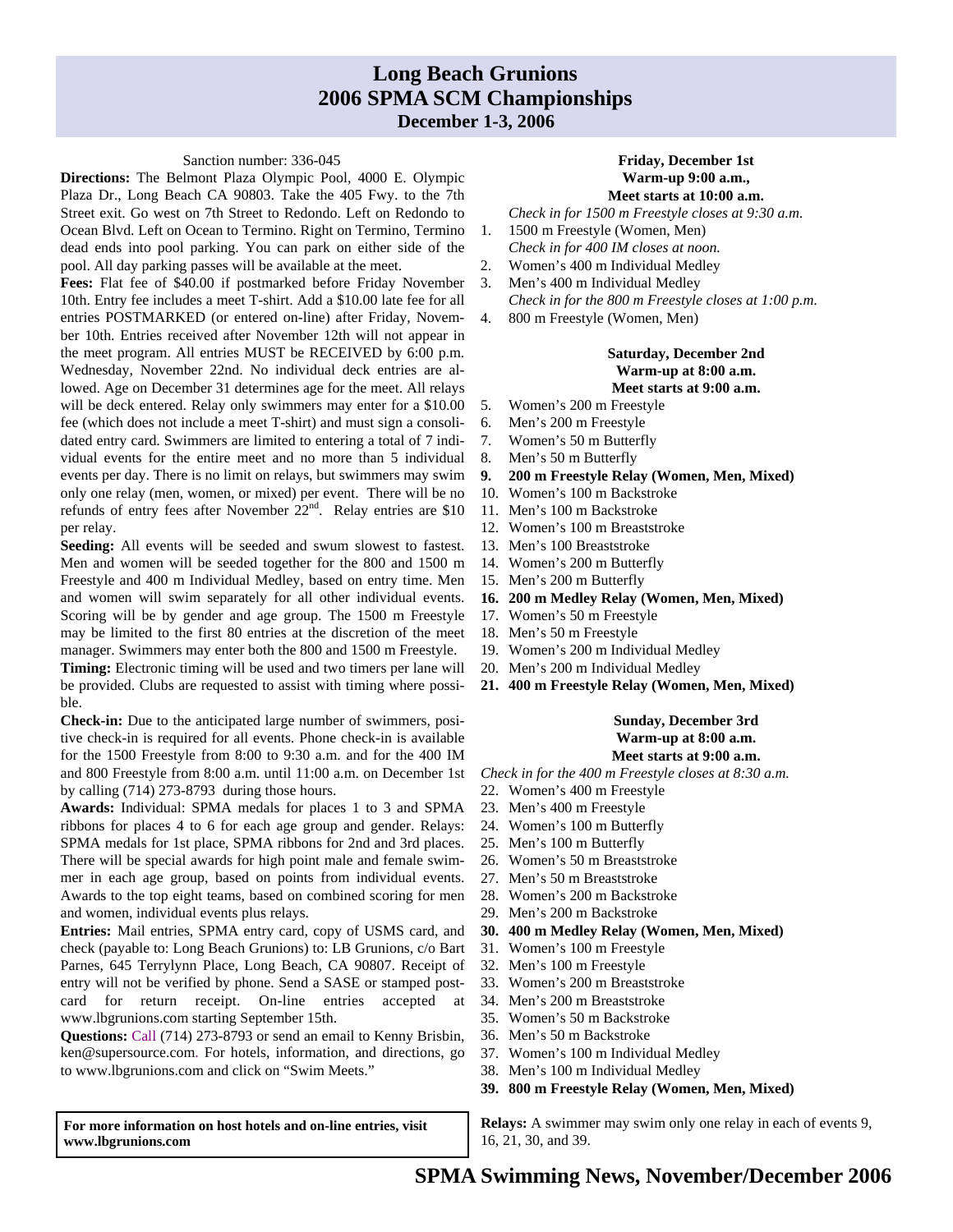# Long Beach Grunions
## 2006 SPMA SCM Championships
### December 1-3, 2006

Sanction number: 336-045

**Directions:** The Belmont Plaza Olympic Pool, 4000 E. Olympic Plaza Dr., Long Beach CA 90803. Take the 405 Fwy. to the 7th Street exit. Go west on 7th Street to Redondo. Left on Redondo to Ocean Blvd. Left on Ocean to Termino. Right on Termino, Termino dead ends into pool parking. You can park on either side of the pool. All day parking passes will be available at the meet.

**Fees:** Flat fee of $40.00 if postmarked before Friday November 10th. Entry fee includes a meet T-shirt. Add a $10.00 late fee for all entries POSTMARKED (or entered on-line) after Friday, November 10th. Entries received after November 12th will not appear in the meet program. All entries MUST be RECEIVED by 6:00 p.m. Wednesday, November 22nd. No individual deck entries are allowed. Age on December 31 determines age for the meet. All relays will be deck entered. Relay only swimmers may enter for a $10.00 fee (which does not include a meet T-shirt) and must sign a consolidated entry card. Swimmers are limited to entering a total of 7 individual events for the entire meet and no more than 5 individual events per day. There is no limit on relays, but swimmers may swim only one relay (men, women, or mixed) per event. There will be no refunds of entry fees after November 22nd. Relay entries are $10 per relay.

**Seeding:** All events will be seeded and swum slowest to fastest. Men and women will be seeded together for the 800 and 1500 m Freestyle and 400 m Individual Medley, based on entry time. Men and women will swim separately for all other individual events. Scoring will be by gender and age group. The 1500 m Freestyle may be limited to the first 80 entries at the discretion of the meet manager. Swimmers may enter both the 800 and 1500 m Freestyle.

**Timing:** Electronic timing will be used and two timers per lane will be provided. Clubs are requested to assist with timing where possible.

**Check-in:** Due to the anticipated large number of swimmers, positive check-in is required for all events. Phone check-in is available for the 1500 Freestyle from 8:00 to 9:30 a.m. and for the 400 IM and 800 Freestyle from 8:00 a.m. until 11:00 a.m. on December 1st by calling (714) 273-8793 during those hours.

**Awards:** Individual: SPMA medals for places 1 to 3 and SPMA ribbons for places 4 to 6 for each age group and gender. Relays: SPMA medals for 1st place, SPMA ribbons for 2nd and 3rd places. There will be special awards for high point male and female swimmer in each age group, based on points from individual events. Awards to the top eight teams, based on combined scoring for men and women, individual events plus relays.

**Entries:** Mail entries, SPMA entry card, copy of USMS card, and check (payable to: Long Beach Grunions) to: LB Grunions, c/o Bart Parnes, 645 Terrylynn Place, Long Beach, CA 90807. Receipt of entry will not be verified by phone. Send a SASE or stamped postcard for return receipt. On-line entries accepted at www.lbgrunions.com starting September 15th.

**Questions:** Call (714) 273-8793 or send an email to Kenny Brisbin, ken@supersource.com. For hotels, information, and directions, go to www.lbgrunions.com and click on "Swim Meets."

**For more information on host hotels and on-line entries, visit www.lbgrunions.com**

**Friday, December 1st**
**Warm-up 9:00 a.m.,**
**Meet starts at 10:00 a.m.**

*Check in for 1500 m Freestyle closes at 9:30 a.m.*

1. 1500 m Freestyle (Women, Men)

*Check in for 400 IM closes at noon.*

2. Women's 400 m Individual Medley
3. Men's 400 m Individual Medley

*Check in for the 800 m Freestyle closes at 1:00 p.m.*

4. 800 m Freestyle (Women, Men)

**Saturday, December 2nd**
**Warm-up at 8:00 a.m.**
**Meet starts at 9:00 a.m.**

5. Women's 200 m Freestyle
6. Men's 200 m Freestyle
7. Women's 50 m Butterfly
8. Men's 50 m Butterfly
9. **200 m Freestyle Relay (Women, Men, Mixed)**
10. Women's 100 m Backstroke
11. Men's 100 m Backstroke
12. Women's 100 m Breaststroke
13. Men's 100 Breaststroke
14. Women's 200 m Butterfly
15. Men's 200 m Butterfly
16. **200 m Medley Relay (Women, Men, Mixed)**
17. Women's 50 m Freestyle
18. Men's 50 m Freestyle
19. Women's 200 m Individual Medley
20. Men's 200 m Individual Medley
21. **400 m Freestyle Relay (Women, Men, Mixed)**

**Sunday, December 3rd**
**Warm-up at 8:00 a.m.**
**Meet starts at 9:00 a.m.**

*Check in for the 400 m Freestyle closes at 8:30 a.m.*

22. Women's 400 m Freestyle
23. Men's 400 m Freestyle
24. Women's 100 m Butterfly
25. Men's 100 m Butterfly
26. Women's 50 m Breaststroke
27. Men's 50 m Breaststroke
28. Women's 200 m Backstroke
29. Men's 200 m Backstroke
30. **400 m Medley Relay (Women, Men, Mixed)**
31. Women's 100 m Freestyle
32. Men's 100 m Freestyle
33. Women's 200 m Breaststroke
34. Men's 200 m Breaststroke
35. Women's 50 m Backstroke
36. Men's 50 m Backstroke
37. Women's 100 m Individual Medley
38. Men's 100 m Individual Medley
39. **800 m Freestyle Relay (Women, Men, Mixed)**

**Relays:** A swimmer may swim only one relay in each of events 9, 16, 21, 30, and 39.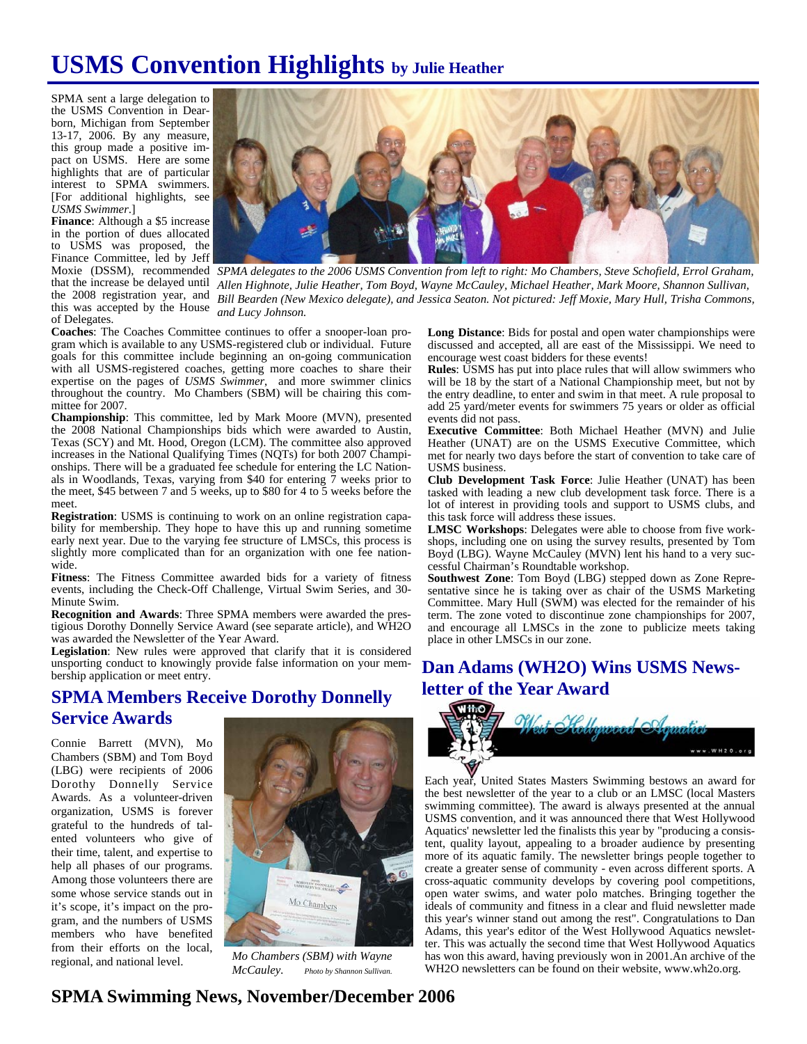# USMS Convention Highlights by Julie Heather

SPMA sent a large delegation to the USMS Convention in Dearborn, Michigan from September 13-17, 2006. By any measure, this group made a positive impact on USMS. Here are some highlights that are of particular interest to SPMA swimmers. [For additional highlights, see *USMS Swimmer*.]

*SPMA delegates to the 2006 USMS Convention from left to right: Mo Chambers, Steve Schofield, Errol Graham, Allen Highnote, Julie Heather, Tom Boyd, Wayne McCauley, Michael Heather, Mark Moore, Shannon Sullivan, Bill Bearden (New Mexico delegate), and Jessica Seaton. Not pictured: Jeff Moxie, Mary Hull, Trisha Commons, and Lucy Johnson.*

**Finance**: Although a $5 increase in the portion of dues allocated to USMS was proposed, the Finance Committee, led by Jeff Moxie (DSSM), recommended that the increase be delayed until the 2008 registration year, and this was accepted by the House of Delegates.

**Coaches**: The Coaches Committee continues to offer a snooper-loan program which is available to any USMS-registered club or individual. Future goals for this committee include beginning an on-going communication with all USMS-registered coaches, getting more coaches to share their expertise on the pages of *USMS Swimmer*, and more swimmer clinics throughout the country. Mo Chambers (SBM) will be chairing this committee for 2007.

**Championship**: This committee, led by Mark Moore (MVN), presented the 2008 National Championships bids which were awarded to Austin, Texas (SCY) and Mt. Hood, Oregon (LCM). The committee also approved increases in the National Qualifying Times (NQTs) for both 2007 Championships. There will be a graduated fee schedule for entering the LC Nationals in Woodlands, Texas, varying from $40 for entering 7 weeks prior to the meet, $45 between 7 and 5 weeks, up to $80 for 4 to 5 weeks before the meet.

**Registration**: USMS is continuing to work on an online registration capability for membership. They hope to have this up and running sometime early next year. Due to the varying fee structure of LMSCs, this process is slightly more complicated than for an organization with one fee nationwide.

**Fitness**: The Fitness Committee awarded bids for a variety of fitness events, including the Check-Off Challenge, Virtual Swim Series, and 30-Minute Swim.

**Recognition and Awards**: Three SPMA members were awarded the prestigious Dorothy Donnelly Service Award (see separate article), and WH2O was awarded the Newsletter of the Year Award.

**Legislation**: New rules were approved that clarify that it is considered unsporting conduct to knowingly provide false information on your membership application or meet entry.

**Long Distance**: Bids for postal and open water championships were discussed and accepted, all are east of the Mississippi. We need to encourage west coast bidders for these events!

**Rules**: USMS has put into place rules that will allow swimmers who will be 18 by the start of a National Championship meet, but not by the entry deadline, to enter and swim in that meet. A rule proposal to add 25 yard/meter events for swimmers 75 years or older as official events did not pass.

**Executive Committee**: Both Michael Heather (MVN) and Julie Heather (UNAT) are on the USMS Executive Committee, which met for nearly two days before the start of convention to take care of USMS business.

**Club Development Task Force**: Julie Heather (UNAT) has been tasked with leading a new club development task force. There is a lot of interest in providing tools and support to USMS clubs, and this task force will address these issues.

**LMSC Workshops**: Delegates were able to choose from five workshops, including one on using the survey results, presented by Tom Boyd (LBG). Wayne McCauley (MVN) lent his hand to a very successful Chairman's Roundtable workshop.

**Southwest Zone**: Tom Boyd (LBG) stepped down as Zone Representative since he is taking over as chair of the USMS Marketing Committee. Mary Hull (SWM) was elected for the remainder of his term. The zone voted to discontinue zone championships for 2007, and encourage all LMSCs in the zone to publicize meets taking place in other LMSCs in our zone.

## SPMA Members Receive Dorothy Donnelly Service Awards

Connie Barrett (MVN), Mo Chambers (SBM) and Tom Boyd (LBG) were recipients of 2006 Dorothy Donnelly Service Awards. As a volunteer-driven organization, USMS is forever grateful to the hundreds of talented volunteers who give of their time, talent, and expertise to help all phases of our programs. Among those volunteers there are some whose service stands out in it's scope, it's impact on the program, and the numbers of USMS members who have benefited from their efforts on the local, regional, and national level.

*Mo Chambers (SBM) with Wayne McCauley.* *Photo by Shannon Sullivan.*

## Dan Adams (WH2O) Wins USMS Newsletter of the Year Award

Each year, United States Masters Swimming bestows an award for the best newsletter of the year to a club or an LMSC (local Masters swimming committee). The award is always presented at the annual USMS convention, and it was announced there that West Hollywood Aquatics' newsletter led the finalists this year by "producing a consistent, quality layout, appealing to a broader audience by presenting more of its aquatic family. The newsletter brings people together to create a greater sense of community - even across different sports. A cross-aquatic community develops by covering pool competitions, open water swims, and water polo matches. Bringing together the ideals of community and fitness in a clear and fluid newsletter made this year's winner stand out among the rest". Congratulations to Dan Adams, this year's editor of the West Hollywood Aquatics newsletter. This was actually the second time that West Hollywood Aquatics has won this award, having previously won in 2001.An archive of the WH2O newsletters can be found on their website, www.wh2o.org.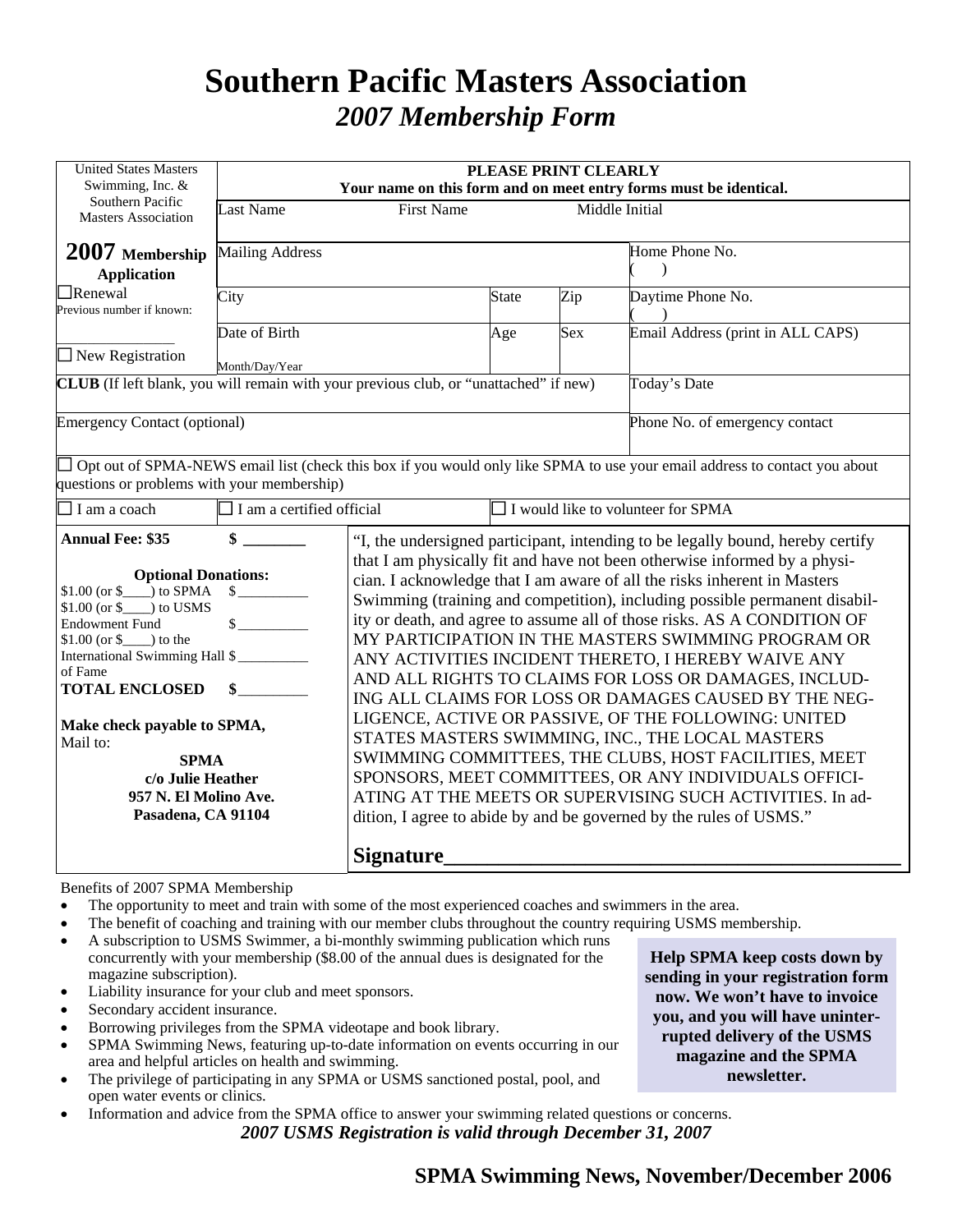# Southern Pacific Masters Association

## *2007 Membership Form*

| United States Masters Swimming, Inc. & Southern Pacific Masters Association | **PLEASE PRINT CLEARLY** **Your name on this form and on meet entry forms must be identical.** | | | |
|---|---|---|---|---|
| **2007 Membership Application** | Last Name | First Name | Middle Initial | |
| ☐Renewal Previous number if known: ________________ | Mailing Address | | | Home Phone No. ( ) |
| ☐ New Registration | City | State | Zip | Daytime Phone No. ( ) |
| | Date of Birth Month/Day/Year | Age | Sex | Email Address (print in ALL CAPS) |
| **CLUB** (If left blank, you will remain with your previous club, or "unattached" if new) | | | | Today's Date |
| Emergency Contact (optional) | | | | Phone No. of emergency contact |

☐ Opt out of SPMA-NEWS email list (check this box if you would only like SPMA to use your email address to contact you about questions or problems with your membership)

☐ I am a coach ☐ I am a certified official ☐ I would like to volunteer for SPMA

**Annual Fee: $35** **$ ________**

**Optional Donations:**

$1.00 (or $____) to SPMA $__________

$1.00 (or $____) to USMS Endowment Fund $__________

$1.00 (or $____) to the International Swimming Hall of Fame $__________

**TOTAL ENCLOSED** **$__________**

**Make check payable to SPMA,**
Mail to:

**SPMA**
**c/o Julie Heather**
**957 N. El Molino Ave.**
**Pasadena, CA 91104**

"I, the undersigned participant, intending to be legally bound, hereby certify that I am physically fit and have not been otherwise informed by a physician. I acknowledge that I am aware of all the risks inherent in Masters Swimming (training and competition), including possible permanent disability or death, and agree to assume all of those risks. AS A CONDITION OF MY PARTICIPATION IN THE MASTERS SWIMMING PROGRAM OR ANY ACTIVITIES INCIDENT THERETO, I HEREBY WAIVE ANY AND ALL RIGHTS TO CLAIMS FOR LOSS OR DAMAGES, INCLUDING ALL CLAIMS FOR LOSS OR DAMAGES CAUSED BY THE NEGLIGENCE, ACTIVE OR PASSIVE, OF THE FOLLOWING: UNITED STATES MASTERS SWIMMING, INC., THE LOCAL MASTERS SWIMMING COMMITTEES, THE CLUBS, HOST FACILITIES, MEET SPONSORS, MEET COMMITTEES, OR ANY INDIVIDUALS OFFICIATING AT THE MEETS OR SUPERVISING SUCH ACTIVITIES. In addition, I agree to abide by and be governed by the rules of USMS."

**Signature__________________________________________**

Benefits of 2007 SPMA Membership

- The opportunity to meet and train with some of the most experienced coaches and swimmers in the area.
- The benefit of coaching and training with our member clubs throughout the country requiring USMS membership.
- A subscription to USMS Swimmer, a bi-monthly swimming publication which runs concurrently with your membership ($8.00 of the annual dues is designated for the magazine subscription).
- Liability insurance for your club and meet sponsors.
- Secondary accident insurance.
- Borrowing privileges from the SPMA videotape and book library.
- SPMA Swimming News, featuring up-to-date information on events occurring in our area and helpful articles on health and swimming.
- The privilege of participating in any SPMA or USMS sanctioned postal, pool, and open water events or clinics.
- Information and advice from the SPMA office to answer your swimming related questions or concerns.

**Help SPMA keep costs down by sending in your registration form now. We won't have to invoice you, and you will have uninterrupted delivery of the USMS magazine and the SPMA newsletter.**

***2007 USMS Registration is valid through December 31, 2007***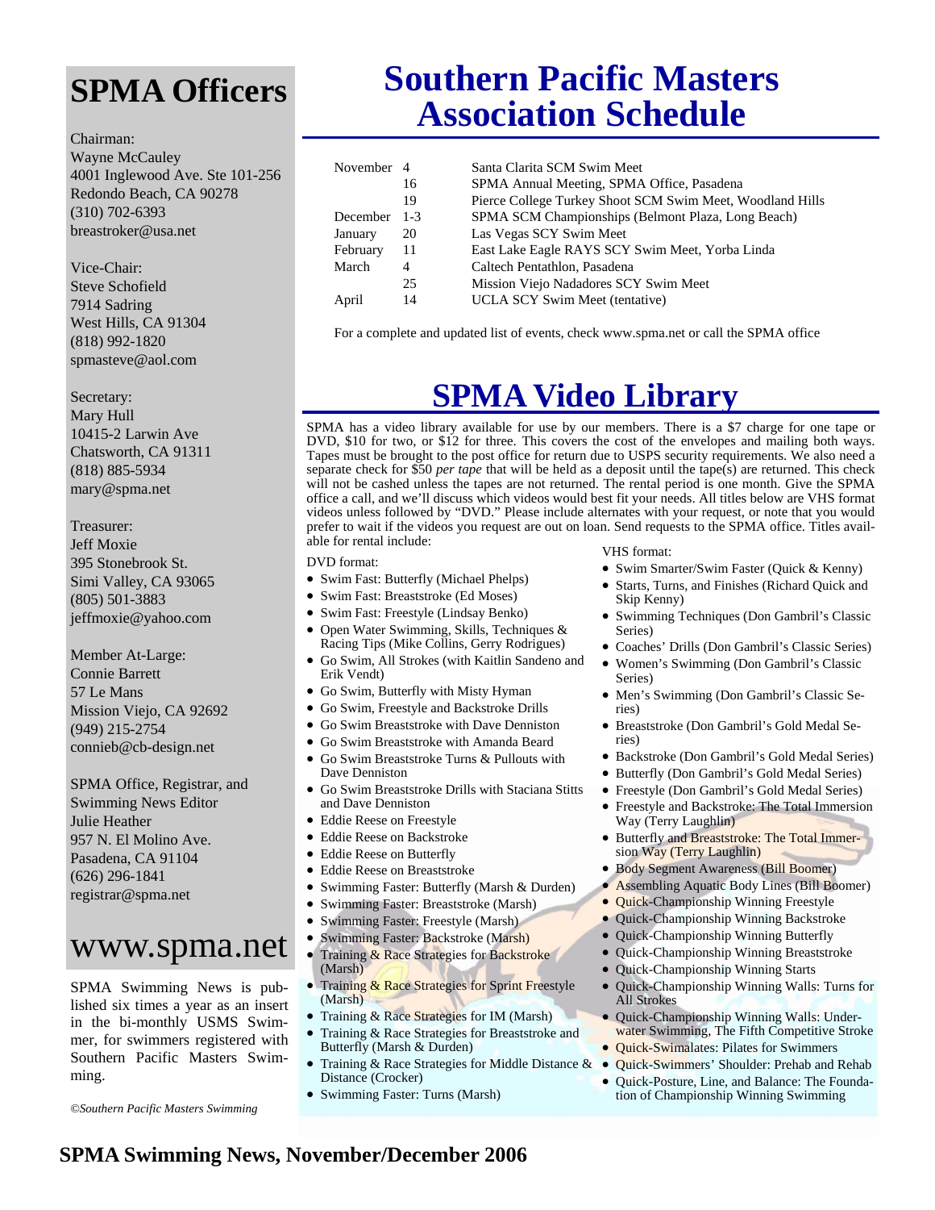# SPMA Officers

Chairman:
Wayne McCauley
4001 Inglewood Ave. Ste 101-256
Redondo Beach, CA 90278
(310) 702-6393
breastroker@usa.net

Vice-Chair:
Steve Schofield
7914 Sadring
West Hills, CA 91304
(818) 992-1820
spmasteve@aol.com

Secretary:
Mary Hull
10415-2 Larwin Ave
Chatsworth, CA 91311
(818) 885-5934
mary@spma.net

Treasurer:
Jeff Moxie
395 Stonebrook St.
Simi Valley, CA 93065
(805) 501-3883
jeffmoxie@yahoo.com

Member At-Large:
Connie Barrett
57 Le Mans
Mission Viejo, CA 92692
(949) 215-2754
connieb@cb-design.net

SPMA Office, Registrar, and Swimming News Editor
Julie Heather
957 N. El Molino Ave.
Pasadena, CA 91104
(626) 296-1841
registrar@spma.net

# www.spma.net

SPMA Swimming News is published six times a year as an insert in the bi-monthly USMS Swimmer, for swimmers registered with Southern Pacific Masters Swimming.

*©Southern Pacific Masters Swimming*

# Southern Pacific Masters Association Schedule

| | | |
|---|---|---|
| November | 4 | Santa Clarita SCM Swim Meet |
| | 16 | SPMA Annual Meeting, SPMA Office, Pasadena |
| | 19 | Pierce College Turkey Shoot SCM Swim Meet, Woodland Hills |
| December | 1-3 | SPMA SCM Championships (Belmont Plaza, Long Beach) |
| January | 20 | Las Vegas SCY Swim Meet |
| February | 11 | East Lake Eagle RAYS SCY Swim Meet, Yorba Linda |
| March | 4 | Caltech Pentathlon, Pasadena |
| | 25 | Mission Viejo Nadadores SCY Swim Meet |
| April | 14 | UCLA SCY Swim Meet (tentative) |

For a complete and updated list of events, check www.spma.net or call the SPMA office

# SPMA Video Library

SPMA has a video library available for use by our members. There is a $7 charge for one tape or DVD, $10 for two, or $12 for three. This covers the cost of the envelopes and mailing both ways. Tapes must be brought to the post office for return due to USPS security requirements. We also need a separate check for $50 *per tape* that will be held as a deposit until the tape(s) are returned. This check will not be cashed unless the tapes are not returned. The rental period is one month. Give the SPMA office a call, and we'll discuss which videos would best fit your needs. All titles below are VHS format videos unless followed by "DVD." Please include alternates with your request, or note that you would prefer to wait if the videos you request are out on loan. Send requests to the SPMA office. Titles available for rental include:

DVD format:

- Swim Fast: Butterfly (Michael Phelps)
- Swim Fast: Breaststroke (Ed Moses)
- Swim Fast: Freestyle (Lindsay Benko)
- Open Water Swimming, Skills, Techniques & Racing Tips (Mike Collins, Gerry Rodrigues)
- Go Swim, All Strokes (with Kaitlin Sandeno and Erik Vendt)
- Go Swim, Butterfly with Misty Hyman
- Go Swim, Freestyle and Backstroke Drills
- Go Swim Breaststroke with Dave Denniston
- Go Swim Breaststroke with Amanda Beard
- Go Swim Breaststroke Turns & Pullouts with Dave Denniston
- Go Swim Breaststroke Drills with Staciana Stitts and Dave Denniston
- Eddie Reese on Freestyle
- Eddie Reese on Backstroke
- Eddie Reese on Butterfly
- Eddie Reese on Breaststroke
- Swimming Faster: Butterfly (Marsh & Durden)
- Swimming Faster: Breaststroke (Marsh)
- Swimming Faster: Freestyle (Marsh)
- Swimming Faster: Backstroke (Marsh)
- Training & Race Strategies for Backstroke (Marsh)
- Training & Race Strategies for Sprint Freestyle (Marsh)
- Training & Race Strategies for IM (Marsh)
- Training & Race Strategies for Breaststroke and Butterfly (Marsh & Durden)
- Training & Race Strategies for Middle Distance & Distance (Crocker)
- Swimming Faster: Turns (Marsh)

VHS format:

- Swim Smarter/Swim Faster (Quick & Kenny)
- Starts, Turns, and Finishes (Richard Quick and Skip Kenny)
- Swimming Techniques (Don Gambril's Classic Series)
- Coaches' Drills (Don Gambril's Classic Series)
- Women's Swimming (Don Gambril's Classic Series)
- Men's Swimming (Don Gambril's Classic Series)
- Breaststroke (Don Gambril's Gold Medal Series)
- Backstroke (Don Gambril's Gold Medal Series)
- Butterfly (Don Gambril's Gold Medal Series)
- Freestyle (Don Gambril's Gold Medal Series)
- Freestyle and Backstroke: The Total Immersion Way (Terry Laughlin)
- Butterfly and Breaststroke: The Total Immersion Way (Terry Laughlin)
- Body Segment Awareness (Bill Boomer)
- Assembling Aquatic Body Lines (Bill Boomer)
- Quick-Championship Winning Freestyle
- Quick-Championship Winning Backstroke
- Quick-Championship Winning Butterfly
- Quick-Championship Winning Breaststroke
- Quick-Championship Winning Starts
- Quick-Championship Winning Walls: Turns for All Strokes
- Quick-Championship Winning Walls: Underwater Swimming, The Fifth Competitive Stroke
- Quick-Swimalates: Pilates for Swimmers
- Quick-Swimmers' Shoulder: Prehab and Rehab
- Quick-Posture, Line, and Balance: The Foundation of Championship Winning Swimming